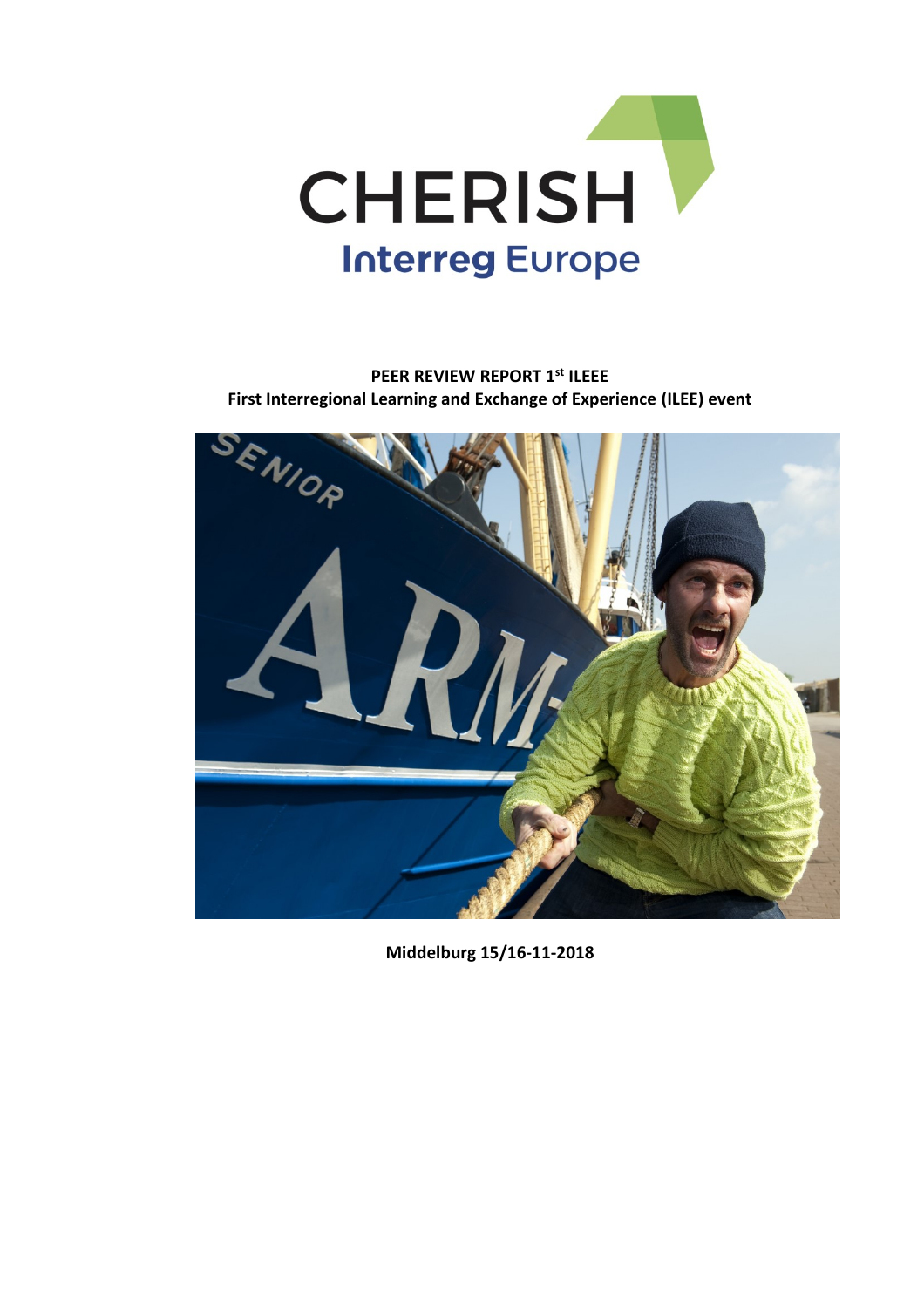# CHERISH

**Interreg Europe**

**PEER REVIEW REPORT 1st ILEEE**
**First Interregional Learning and Exchange of Experience (ILEE) event**

**Middelburg 15/16-11-2018**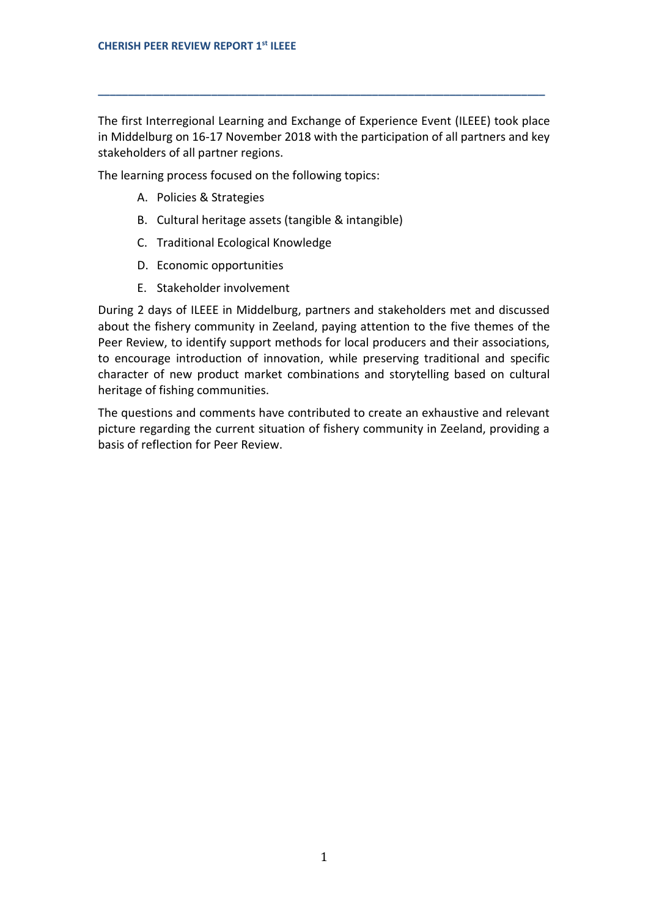The first Interregional Learning and Exchange of Experience Event (ILEEE) took place in Middelburg on 16-17 November 2018 with the participation of all partners and key stakeholders of all partner regions.

The learning process focused on the following topics:

A. Policies & Strategies
B. Cultural heritage assets (tangible & intangible)
C. Traditional Ecological Knowledge
D. Economic opportunities
E. Stakeholder involvement

During 2 days of ILEEE in Middelburg, partners and stakeholders met and discussed about the fishery community in Zeeland, paying attention to the five themes of the Peer Review, to identify support methods for local producers and their associations, to encourage introduction of innovation, while preserving traditional and specific character of new product market combinations and storytelling based on cultural heritage of fishing communities.

The questions and comments have contributed to create an exhaustive and relevant picture regarding the current situation of fishery community in Zeeland, providing a basis of reflection for Peer Review.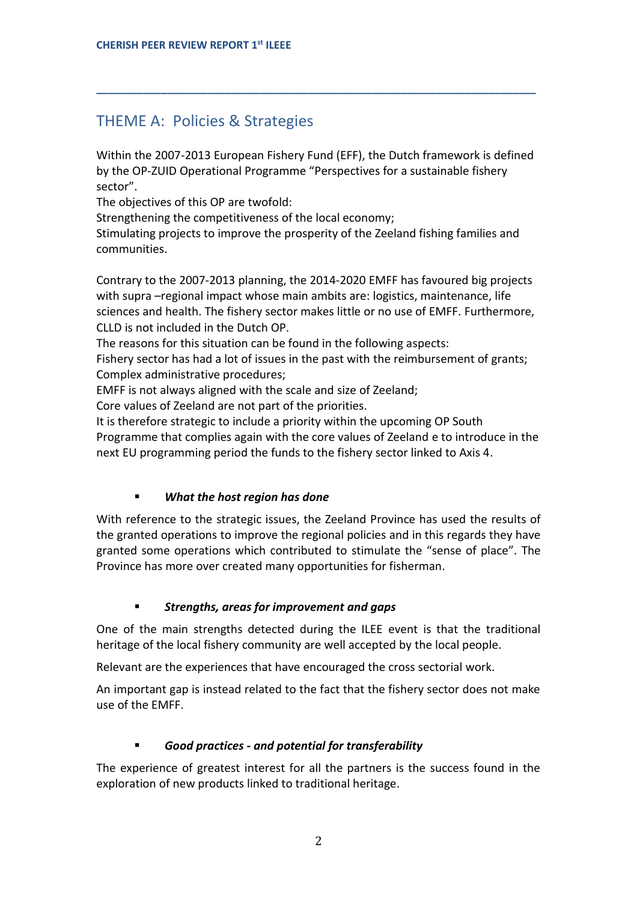## THEME A: Policies & Strategies

Within the 2007-2013 European Fishery Fund (EFF), the Dutch framework is defined by the OP-ZUID Operational Programme "Perspectives for a sustainable fishery sector".

The objectives of this OP are twofold:

Strengthening the competitiveness of the local economy;

Stimulating projects to improve the prosperity of the Zeeland fishing families and communities.

Contrary to the 2007-2013 planning, the 2014-2020 EMFF has favoured big projects with supra –regional impact whose main ambits are: logistics, maintenance, life sciences and health. The fishery sector makes little or no use of EMFF. Furthermore, CLLD is not included in the Dutch OP.

The reasons for this situation can be found in the following aspects:

Fishery sector has had a lot of issues in the past with the reimbursement of grants;

Complex administrative procedures;

EMFF is not always aligned with the scale and size of Zeeland;

Core values of Zeeland are not part of the priorities.

It is therefore strategic to include a priority within the upcoming OP South Programme that complies again with the core values of Zeeland e to introduce in the next EU programming period the funds to the fishery sector linked to Axis 4.

- ***What the host region has done***

With reference to the strategic issues, the Zeeland Province has used the results of the granted operations to improve the regional policies and in this regards they have granted some operations which contributed to stimulate the "sense of place". The Province has more over created many opportunities for fisherman.

- ***Strengths, areas for improvement and gaps***

One of the main strengths detected during the ILEE event is that the traditional heritage of the local fishery community are well accepted by the local people.

Relevant are the experiences that have encouraged the cross sectorial work.

An important gap is instead related to the fact that the fishery sector does not make use of the EMFF.

- ***Good practices - and potential for transferability***

The experience of greatest interest for all the partners is the success found in the exploration of new products linked to traditional heritage.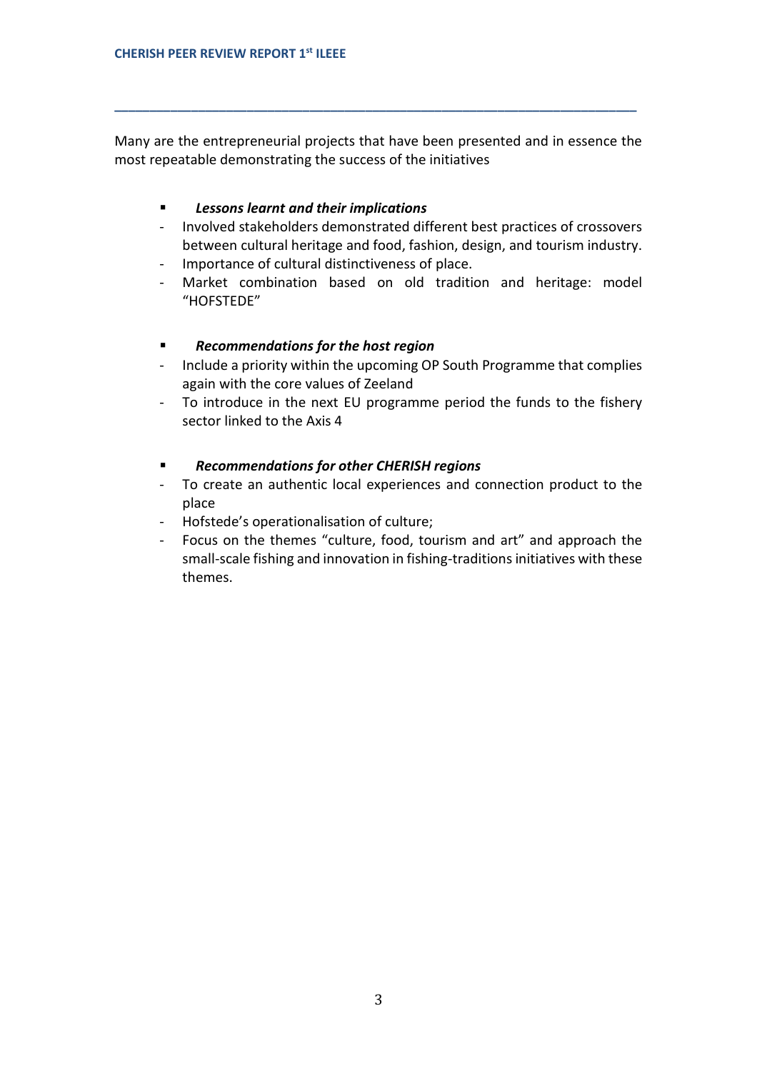Many are the entrepreneurial projects that have been presented and in essence the most repeatable demonstrating the success of the initiatives

- ***Lessons learnt and their implications***

- Involved stakeholders demonstrated different best practices of crossovers between cultural heritage and food, fashion, design, and tourism industry.
- Importance of cultural distinctiveness of place.
- Market combination based on old tradition and heritage: model "HOFSTEDE"

- ***Recommendations for the host region***

- Include a priority within the upcoming OP South Programme that complies again with the core values of Zeeland
- To introduce in the next EU programme period the funds to the fishery sector linked to the Axis 4

- ***Recommendations for other CHERISH regions***

- To create an authentic local experiences and connection product to the place
- Hofstede's operationalisation of culture;
- Focus on the themes "culture, food, tourism and art" and approach the small-scale fishing and innovation in fishing-traditions initiatives with these themes.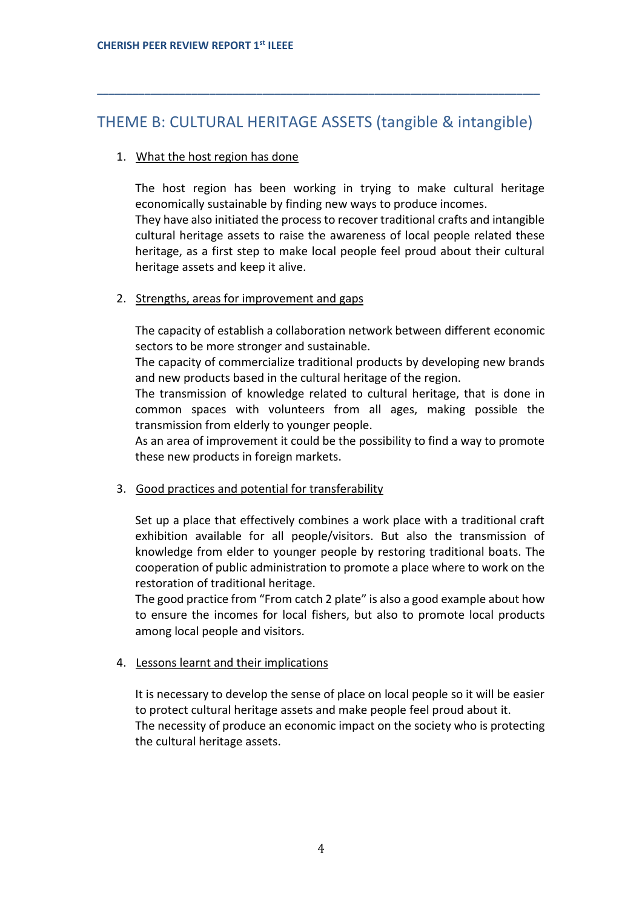## THEME B: CULTURAL HERITAGE ASSETS (tangible & intangible)

1. What the host region has done

   The host region has been working in trying to make cultural heritage economically sustainable by finding new ways to produce incomes.
   They have also initiated the process to recover traditional crafts and intangible cultural heritage assets to raise the awareness of local people related these heritage, as a first step to make local people feel proud about their cultural heritage assets and keep it alive.

2. Strengths, areas for improvement and gaps

   The capacity of establish a collaboration network between different economic sectors to be more stronger and sustainable.
   The capacity of commercialize traditional products by developing new brands and new products based in the cultural heritage of the region.
   The transmission of knowledge related to cultural heritage, that is done in common spaces with volunteers from all ages, making possible the transmission from elderly to younger people.
   As an area of improvement it could be the possibility to find a way to promote these new products in foreign markets.

3. Good practices and potential for transferability

   Set up a place that effectively combines a work place with a traditional craft exhibition available for all people/visitors. But also the transmission of knowledge from elder to younger people by restoring traditional boats. The cooperation of public administration to promote a place where to work on the restoration of traditional heritage.
   The good practice from "From catch 2 plate" is also a good example about how to ensure the incomes for local fishers, but also to promote local products among local people and visitors.

4. Lessons learnt and their implications

   It is necessary to develop the sense of place on local people so it will be easier to protect cultural heritage assets and make people feel proud about it.
   The necessity of produce an economic impact on the society who is protecting the cultural heritage assets.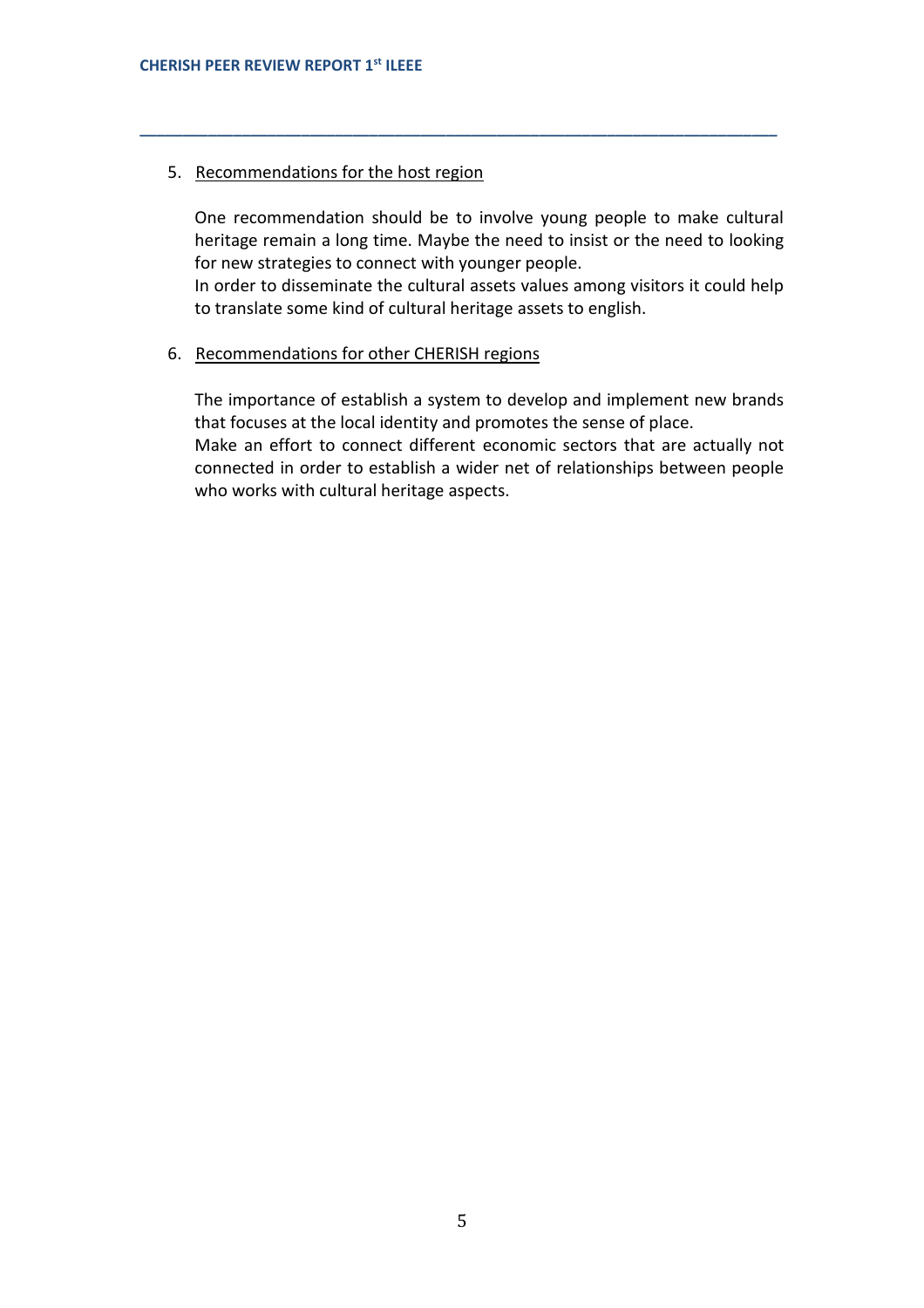5. Recommendations for the host region

   One recommendation should be to involve young people to make cultural heritage remain a long time. Maybe the need to insist or the need to looking for new strategies to connect with younger people.
   In order to disseminate the cultural assets values among visitors it could help to translate some kind of cultural heritage assets to english.

6. Recommendations for other CHERISH regions

   The importance of establish a system to develop and implement new brands that focuses at the local identity and promotes the sense of place.
   Make an effort to connect different economic sectors that are actually not connected in order to establish a wider net of relationships between people who works with cultural heritage aspects.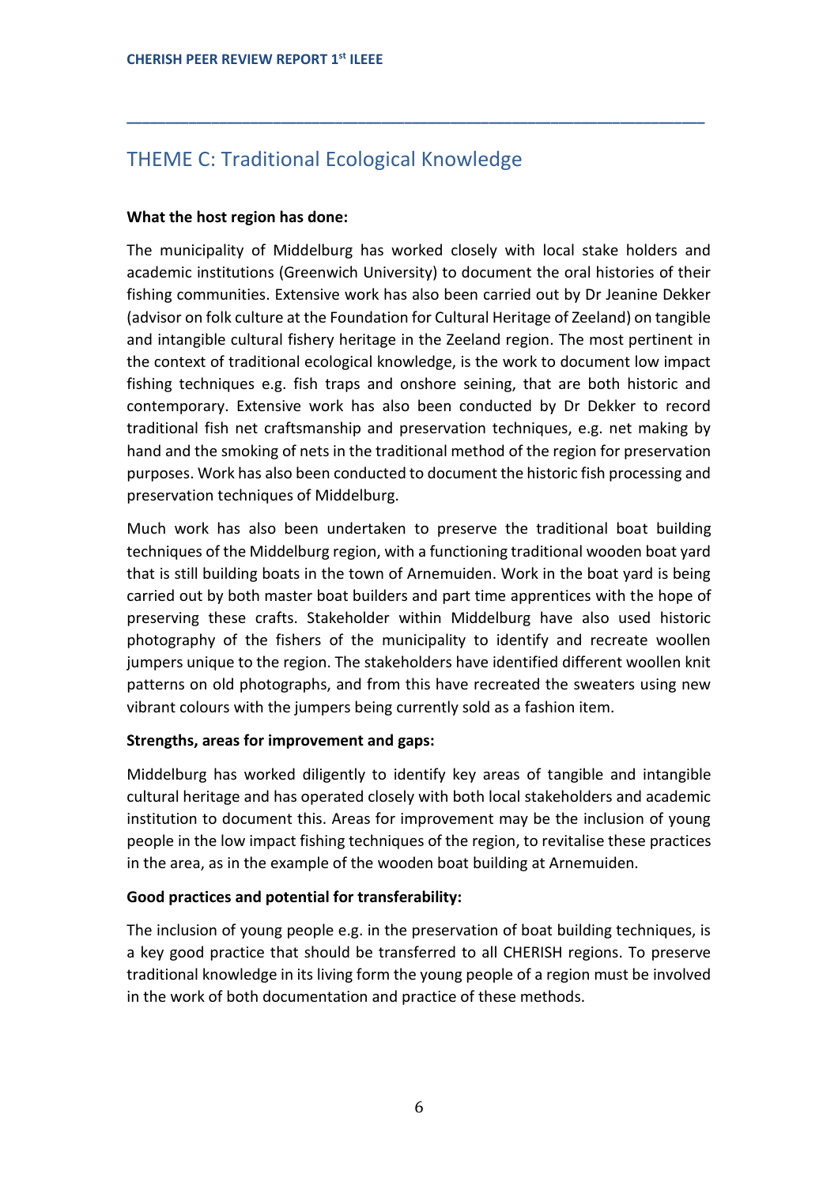## THEME C: Traditional Ecological Knowledge

**What the host region has done:**

The municipality of Middelburg has worked closely with local stake holders and academic institutions (Greenwich University) to document the oral histories of their fishing communities. Extensive work has also been carried out by Dr Jeanine Dekker (advisor on folk culture at the Foundation for Cultural Heritage of Zeeland) on tangible and intangible cultural fishery heritage in the Zeeland region. The most pertinent in the context of traditional ecological knowledge, is the work to document low impact fishing techniques e.g. fish traps and onshore seining, that are both historic and contemporary. Extensive work has also been conducted by Dr Dekker to record traditional fish net craftsmanship and preservation techniques, e.g. net making by hand and the smoking of nets in the traditional method of the region for preservation purposes. Work has also been conducted to document the historic fish processing and preservation techniques of Middelburg.

Much work has also been undertaken to preserve the traditional boat building techniques of the Middelburg region, with a functioning traditional wooden boat yard that is still building boats in the town of Arnemuiden. Work in the boat yard is being carried out by both master boat builders and part time apprentices with the hope of preserving these crafts. Stakeholder within Middelburg have also used historic photography of the fishers of the municipality to identify and recreate woollen jumpers unique to the region. The stakeholders have identified different woollen knit patterns on old photographs, and from this have recreated the sweaters using new vibrant colours with the jumpers being currently sold as a fashion item.

**Strengths, areas for improvement and gaps:**

Middelburg has worked diligently to identify key areas of tangible and intangible cultural heritage and has operated closely with both local stakeholders and academic institution to document this. Areas for improvement may be the inclusion of young people in the low impact fishing techniques of the region, to revitalise these practices in the area, as in the example of the wooden boat building at Arnemuiden.

**Good practices and potential for transferability:**

The inclusion of young people e.g. in the preservation of boat building techniques, is a key good practice that should be transferred to all CHERISH regions. To preserve traditional knowledge in its living form the young people of a region must be involved in the work of both documentation and practice of these methods.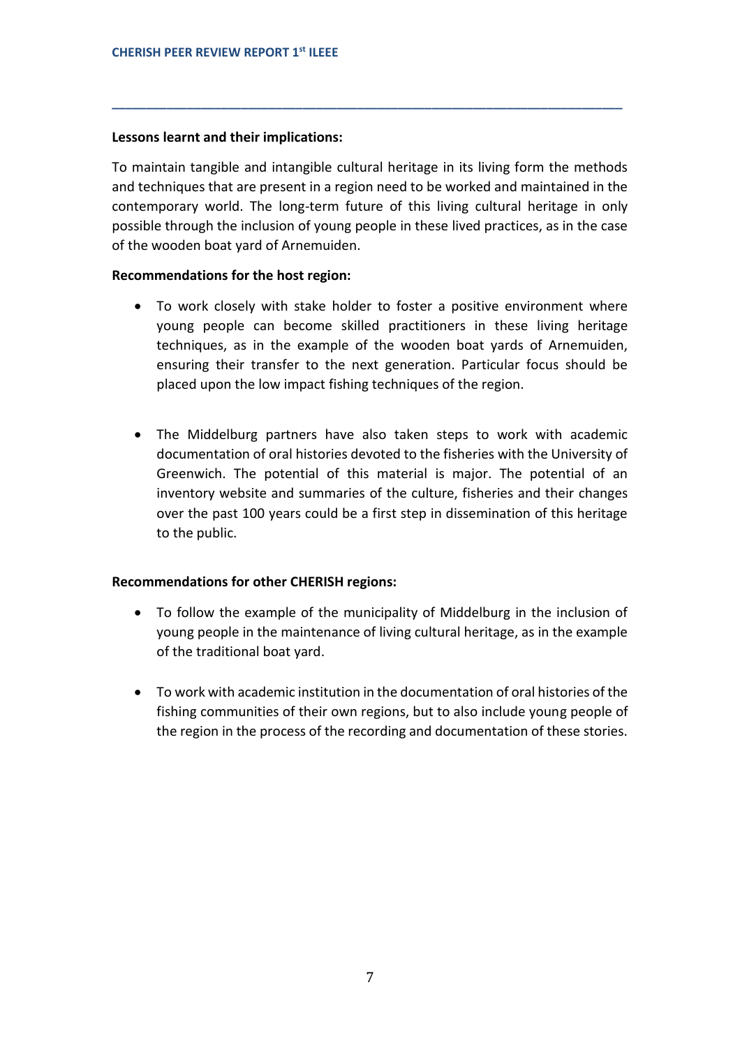**Lessons learnt and their implications:**

To maintain tangible and intangible cultural heritage in its living form the methods and techniques that are present in a region need to be worked and maintained in the contemporary world. The long-term future of this living cultural heritage in only possible through the inclusion of young people in these lived practices, as in the case of the wooden boat yard of Arnemuiden.

**Recommendations for the host region:**

- To work closely with stake holder to foster a positive environment where young people can become skilled practitioners in these living heritage techniques, as in the example of the wooden boat yards of Arnemuiden, ensuring their transfer to the next generation. Particular focus should be placed upon the low impact fishing techniques of the region.

- The Middelburg partners have also taken steps to work with academic documentation of oral histories devoted to the fisheries with the University of Greenwich. The potential of this material is major. The potential of an inventory website and summaries of the culture, fisheries and their changes over the past 100 years could be a first step in dissemination of this heritage to the public.

**Recommendations for other CHERISH regions:**

- To follow the example of the municipality of Middelburg in the inclusion of young people in the maintenance of living cultural heritage, as in the example of the traditional boat yard.

- To work with academic institution in the documentation of oral histories of the fishing communities of their own regions, but to also include young people of the region in the process of the recording and documentation of these stories.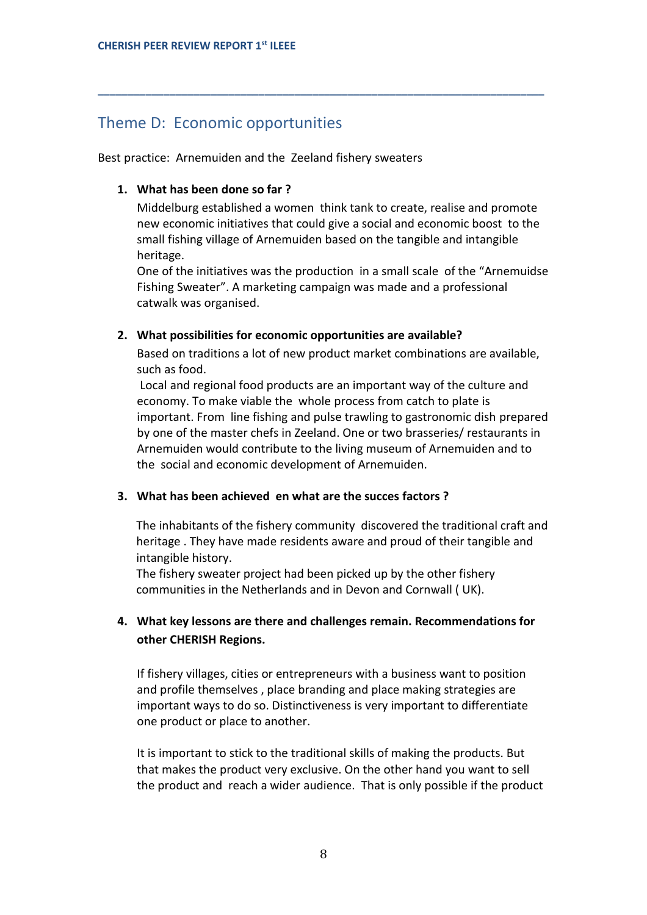## Theme D: Economic opportunities

Best practice: Arnemuiden and the Zeeland fishery sweaters

1. **What has been done so far ?**

   Middelburg established a women think tank to create, realise and promote new economic initiatives that could give a social and economic boost to the small fishing village of Arnemuiden based on the tangible and intangible heritage.

   One of the initiatives was the production in a small scale of the "Arnemuidse Fishing Sweater". A marketing campaign was made and a professional catwalk was organised.

2. **What possibilities for economic opportunities are available?**

   Based on traditions a lot of new product market combinations are available, such as food.

   Local and regional food products are an important way of the culture and economy. To make viable the whole process from catch to plate is important. From line fishing and pulse trawling to gastronomic dish prepared by one of the master chefs in Zeeland. One or two brasseries/ restaurants in Arnemuiden would contribute to the living museum of Arnemuiden and to the social and economic development of Arnemuiden.

3. **What has been achieved en what are the succes factors ?**

   The inhabitants of the fishery community discovered the traditional craft and heritage . They have made residents aware and proud of their tangible and intangible history.

   The fishery sweater project had been picked up by the other fishery communities in the Netherlands and in Devon and Cornwall ( UK).

4. **What key lessons are there and challenges remain. Recommendations for other CHERISH Regions.**

   If fishery villages, cities or entrepreneurs with a business want to position and profile themselves , place branding and place making strategies are important ways to do so. Distinctiveness is very important to differentiate one product or place to another.

   It is important to stick to the traditional skills of making the products. But that makes the product very exclusive. On the other hand you want to sell the product and reach a wider audience. That is only possible if the product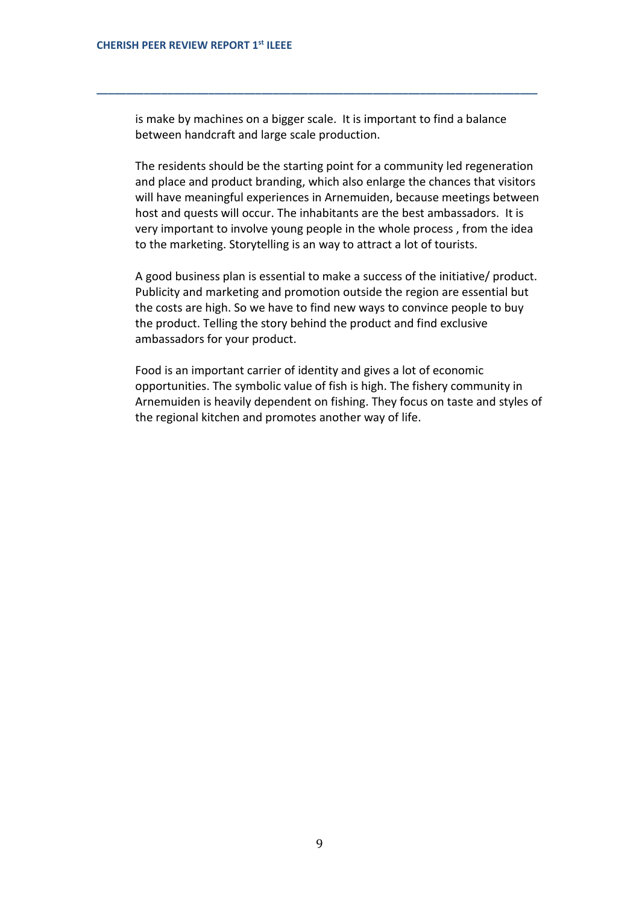is make by machines on a bigger scale. It is important to find a balance between handcraft and large scale production.

The residents should be the starting point for a community led regeneration and place and product branding, which also enlarge the chances that visitors will have meaningful experiences in Arnemuiden, because meetings between host and quests will occur. The inhabitants are the best ambassadors. It is very important to involve young people in the whole process , from the idea to the marketing. Storytelling is an way to attract a lot of tourists.

A good business plan is essential to make a success of the initiative/ product. Publicity and marketing and promotion outside the region are essential but the costs are high. So we have to find new ways to convince people to buy the product. Telling the story behind the product and find exclusive ambassadors for your product.

Food is an important carrier of identity and gives a lot of economic opportunities. The symbolic value of fish is high. The fishery community in Arnemuiden is heavily dependent on fishing. They focus on taste and styles of the regional kitchen and promotes another way of life.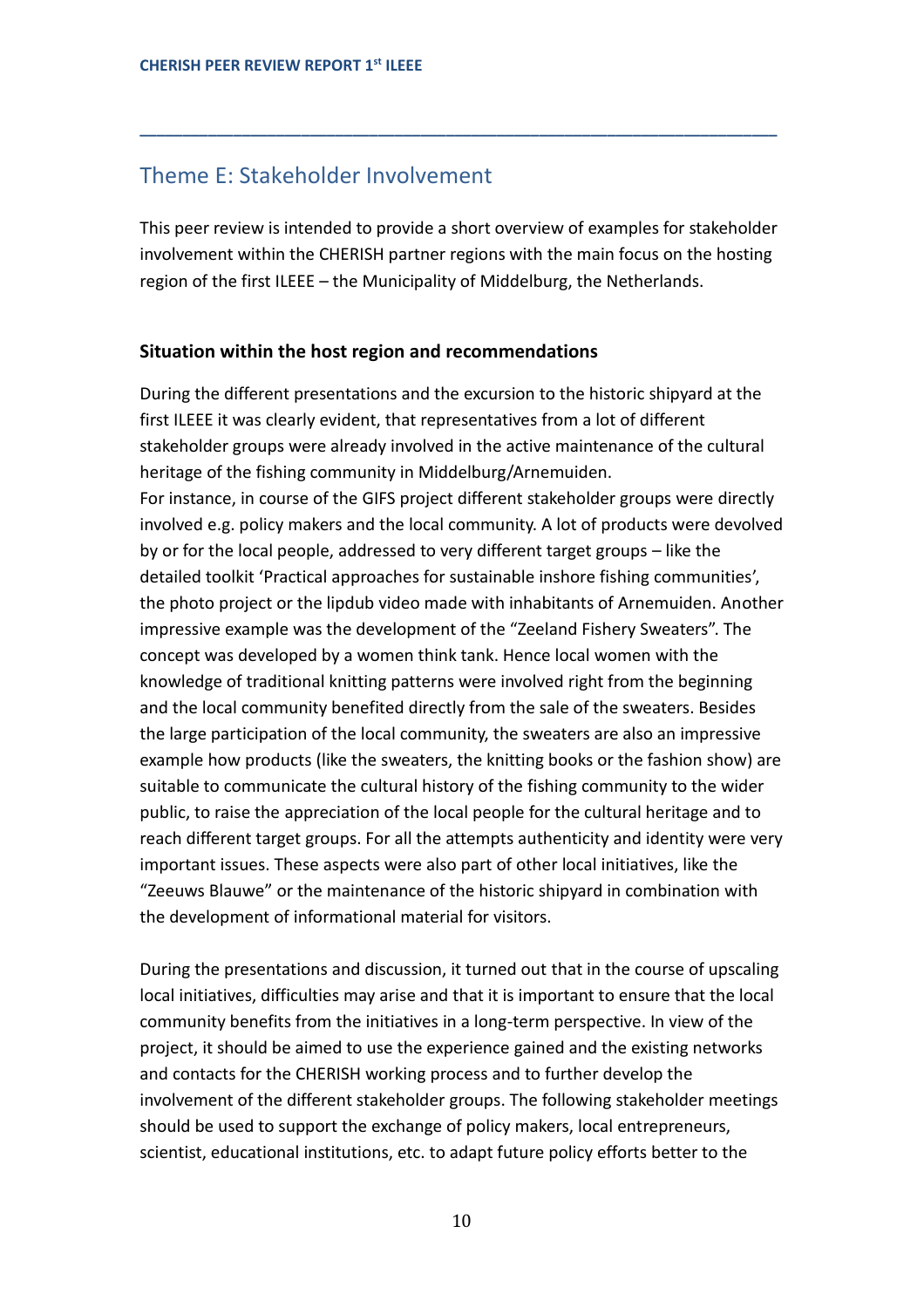## Theme E: Stakeholder Involvement

This peer review is intended to provide a short overview of examples for stakeholder involvement within the CHERISH partner regions with the main focus on the hosting region of the first ILEEE – the Municipality of Middelburg, the Netherlands.

### Situation within the host region and recommendations

During the different presentations and the excursion to the historic shipyard at the first ILEEE it was clearly evident, that representatives from a lot of different stakeholder groups were already involved in the active maintenance of the cultural heritage of the fishing community in Middelburg/Arnemuiden.
For instance, in course of the GIFS project different stakeholder groups were directly involved e.g. policy makers and the local community. A lot of products were devolved by or for the local people, addressed to very different target groups – like the detailed toolkit 'Practical approaches for sustainable inshore fishing communities', the photo project or the lipdub video made with inhabitants of Arnemuiden. Another impressive example was the development of the "Zeeland Fishery Sweaters". The concept was developed by a women think tank. Hence local women with the knowledge of traditional knitting patterns were involved right from the beginning and the local community benefited directly from the sale of the sweaters. Besides the large participation of the local community, the sweaters are also an impressive example how products (like the sweaters, the knitting books or the fashion show) are suitable to communicate the cultural history of the fishing community to the wider public, to raise the appreciation of the local people for the cultural heritage and to reach different target groups. For all the attempts authenticity and identity were very important issues. These aspects were also part of other local initiatives, like the "Zeeuws Blauwe" or the maintenance of the historic shipyard in combination with the development of informational material for visitors.

During the presentations and discussion, it turned out that in the course of upscaling local initiatives, difficulties may arise and that it is important to ensure that the local community benefits from the initiatives in a long-term perspective. In view of the project, it should be aimed to use the experience gained and the existing networks and contacts for the CHERISH working process and to further develop the involvement of the different stakeholder groups. The following stakeholder meetings should be used to support the exchange of policy makers, local entrepreneurs, scientist, educational institutions, etc. to adapt future policy efforts better to the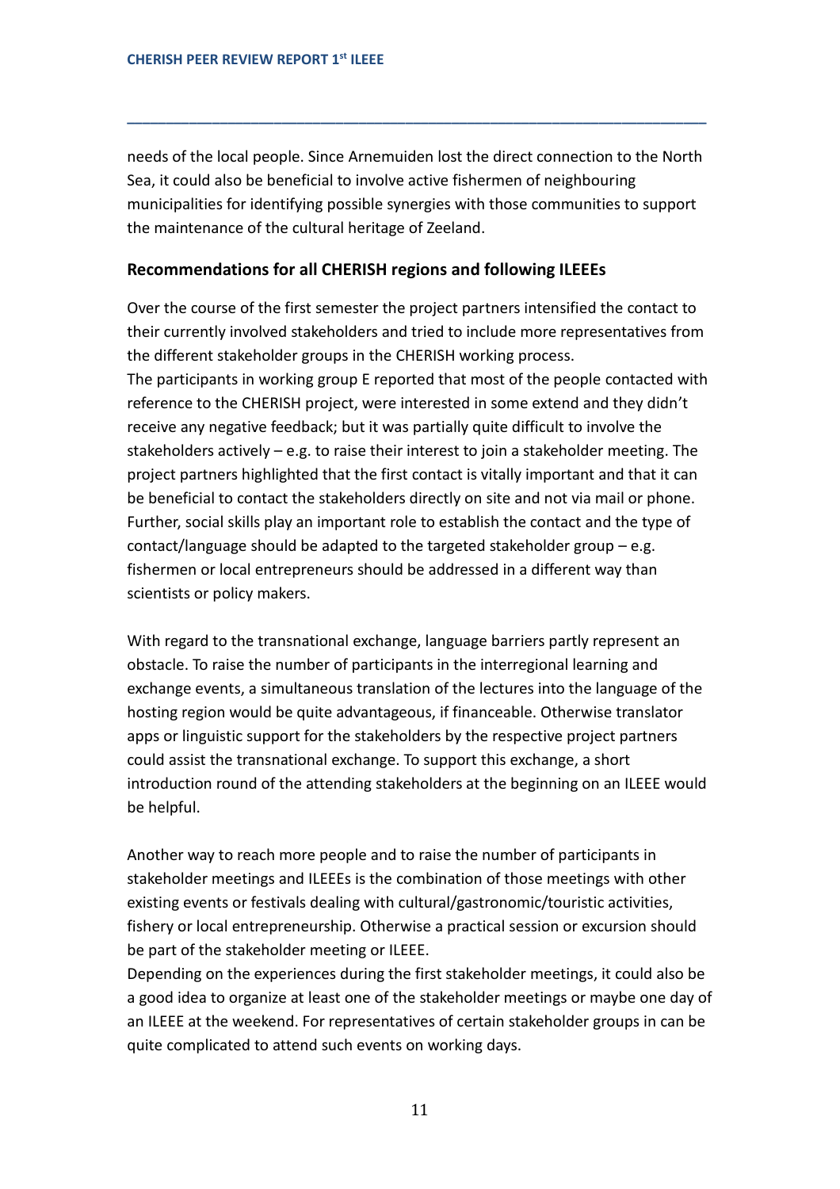needs of the local people. Since Arnemuiden lost the direct connection to the North Sea, it could also be beneficial to involve active fishermen of neighbouring municipalities for identifying possible synergies with those communities to support the maintenance of the cultural heritage of Zeeland.

### Recommendations for all CHERISH regions and following ILEEEs

Over the course of the first semester the project partners intensified the contact to their currently involved stakeholders and tried to include more representatives from the different stakeholder groups in the CHERISH working process.
The participants in working group E reported that most of the people contacted with reference to the CHERISH project, were interested in some extend and they didn't receive any negative feedback; but it was partially quite difficult to involve the stakeholders actively – e.g. to raise their interest to join a stakeholder meeting. The project partners highlighted that the first contact is vitally important and that it can be beneficial to contact the stakeholders directly on site and not via mail or phone. Further, social skills play an important role to establish the contact and the type of contact/language should be adapted to the targeted stakeholder group – e.g. fishermen or local entrepreneurs should be addressed in a different way than scientists or policy makers.

With regard to the transnational exchange, language barriers partly represent an obstacle. To raise the number of participants in the interregional learning and exchange events, a simultaneous translation of the lectures into the language of the hosting region would be quite advantageous, if financeable. Otherwise translator apps or linguistic support for the stakeholders by the respective project partners could assist the transnational exchange. To support this exchange, a short introduction round of the attending stakeholders at the beginning on an ILEEE would be helpful.

Another way to reach more people and to raise the number of participants in stakeholder meetings and ILEEEs is the combination of those meetings with other existing events or festivals dealing with cultural/gastronomic/touristic activities, fishery or local entrepreneurship. Otherwise a practical session or excursion should be part of the stakeholder meeting or ILEEE.
Depending on the experiences during the first stakeholder meetings, it could also be a good idea to organize at least one of the stakeholder meetings or maybe one day of an ILEEE at the weekend. For representatives of certain stakeholder groups in can be quite complicated to attend such events on working days.